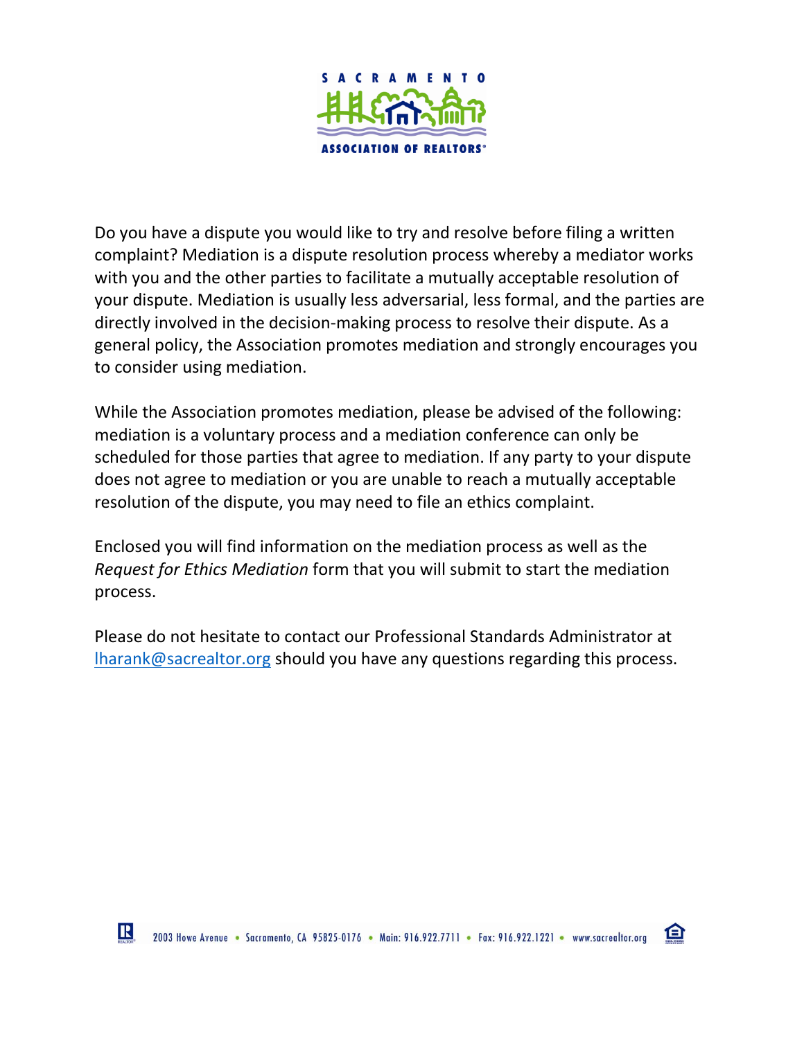SACRAMENTO ASSOCIATION OF REALTORS®

Do you have a dispute you would like to try and resolve before filing a written complaint? Mediation is a dispute resolution process whereby a mediator works with you and the other parties to facilitate a mutually acceptable resolution of your dispute. Mediation is usually less adversarial, less formal, and the parties are directly involved in the decision-making process to resolve their dispute. As a general policy, the Association promotes mediation and strongly encourages you to consider using mediation.

While the Association promotes mediation, please be advised of the following: mediation is a voluntary process and a mediation conference can only be scheduled for those parties that agree to mediation. If any party to your dispute does not agree to mediation or you are unable to reach a mutually acceptable resolution of the dispute, you may need to file an ethics complaint.

Enclosed you will find information on the mediation process as well as the *Request for Ethics Mediation* form that you will submit to start the mediation process.

Please do not hesitate to contact our Professional Standards Administrator at lharank@sacrealtor.org should you have any questions regarding this process.

2003 Howe Avenue • Sacramento, CA 95825-0176 • Main: 916.922.7711 • Fax: 916.922.1221 • www.sacrealtor.org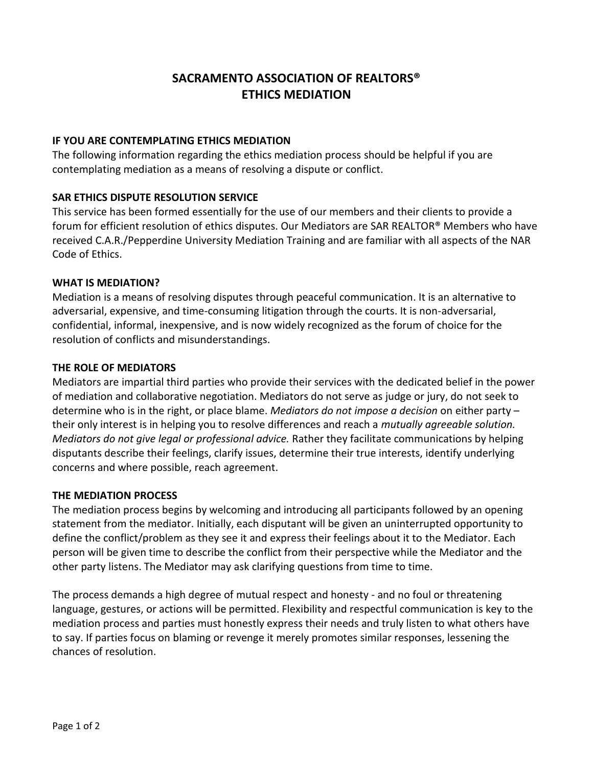# SACRAMENTO ASSOCIATION OF REALTORS®
# ETHICS MEDIATION

### IF YOU ARE CONTEMPLATING ETHICS MEDIATION

The following information regarding the ethics mediation process should be helpful if you are contemplating mediation as a means of resolving a dispute or conflict.

### SAR ETHICS DISPUTE RESOLUTION SERVICE

This service has been formed essentially for the use of our members and their clients to provide a forum for efficient resolution of ethics disputes. Our Mediators are SAR REALTOR® Members who have received C.A.R./Pepperdine University Mediation Training and are familiar with all aspects of the NAR Code of Ethics.

### WHAT IS MEDIATION?

Mediation is a means of resolving disputes through peaceful communication. It is an alternative to adversarial, expensive, and time-consuming litigation through the courts. It is non-adversarial, confidential, informal, inexpensive, and is now widely recognized as the forum of choice for the resolution of conflicts and misunderstandings.

### THE ROLE OF MEDIATORS

Mediators are impartial third parties who provide their services with the dedicated belief in the power of mediation and collaborative negotiation. Mediators do not serve as judge or jury, do not seek to determine who is in the right, or place blame. *Mediators do not impose a decision* on either party – their only interest is in helping you to resolve differences and reach a *mutually agreeable solution. Mediators do not give legal or professional advice.* Rather they facilitate communications by helping disputants describe their feelings, clarify issues, determine their true interests, identify underlying concerns and where possible, reach agreement.

### THE MEDIATION PROCESS

The mediation process begins by welcoming and introducing all participants followed by an opening statement from the mediator. Initially, each disputant will be given an uninterrupted opportunity to define the conflict/problem as they see it and express their feelings about it to the Mediator. Each person will be given time to describe the conflict from their perspective while the Mediator and the other party listens. The Mediator may ask clarifying questions from time to time.

The process demands a high degree of mutual respect and honesty - and no foul or threatening language, gestures, or actions will be permitted. Flexibility and respectful communication is key to the mediation process and parties must honestly express their needs and truly listen to what others have to say. If parties focus on blaming or revenge it merely promotes similar responses, lessening the chances of resolution.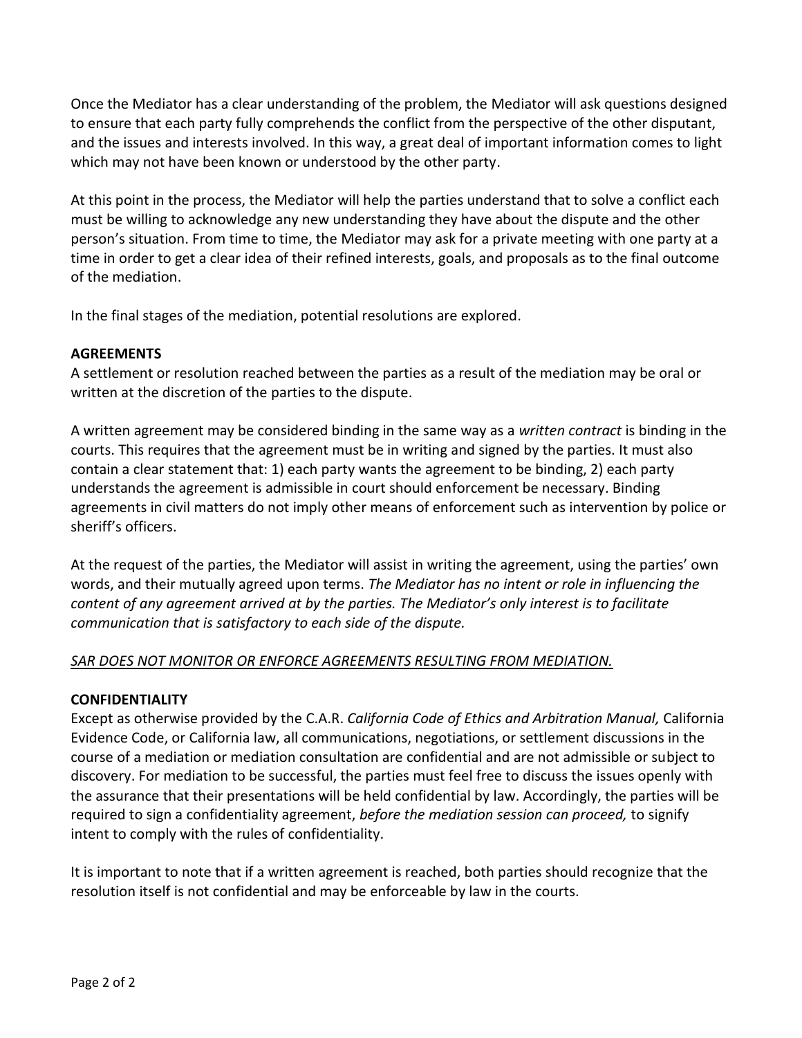Once the Mediator has a clear understanding of the problem, the Mediator will ask questions designed to ensure that each party fully comprehends the conflict from the perspective of the other disputant, and the issues and interests involved. In this way, a great deal of important information comes to light which may not have been known or understood by the other party.

At this point in the process, the Mediator will help the parties understand that to solve a conflict each must be willing to acknowledge any new understanding they have about the dispute and the other person's situation. From time to time, the Mediator may ask for a private meeting with one party at a time in order to get a clear idea of their refined interests, goals, and proposals as to the final outcome of the mediation.

In the final stages of the mediation, potential resolutions are explored.

**AGREEMENTS**

A settlement or resolution reached between the parties as a result of the mediation may be oral or written at the discretion of the parties to the dispute.

A written agreement may be considered binding in the same way as a *written contract* is binding in the courts. This requires that the agreement must be in writing and signed by the parties. It must also contain a clear statement that: 1) each party wants the agreement to be binding, 2) each party understands the agreement is admissible in court should enforcement be necessary. Binding agreements in civil matters do not imply other means of enforcement such as intervention by police or sheriff's officers.

At the request of the parties, the Mediator will assist in writing the agreement, using the parties' own words, and their mutually agreed upon terms. *The Mediator has no intent or role in influencing the content of any agreement arrived at by the parties. The Mediator's only interest is to facilitate communication that is satisfactory to each side of the dispute.*

<u>*SAR DOES NOT MONITOR OR ENFORCE AGREEMENTS RESULTING FROM MEDIATION.*</u>

**CONFIDENTIALITY**

Except as otherwise provided by the C.A.R. *California Code of Ethics and Arbitration Manual,* California Evidence Code, or California law, all communications, negotiations, or settlement discussions in the course of a mediation or mediation consultation are confidential and are not admissible or subject to discovery. For mediation to be successful, the parties must feel free to discuss the issues openly with the assurance that their presentations will be held confidential by law. Accordingly, the parties will be required to sign a confidentiality agreement, *before the mediation session can proceed,* to signify intent to comply with the rules of confidentiality.

It is important to note that if a written agreement is reached, both parties should recognize that the resolution itself is not confidential and may be enforceable by law in the courts.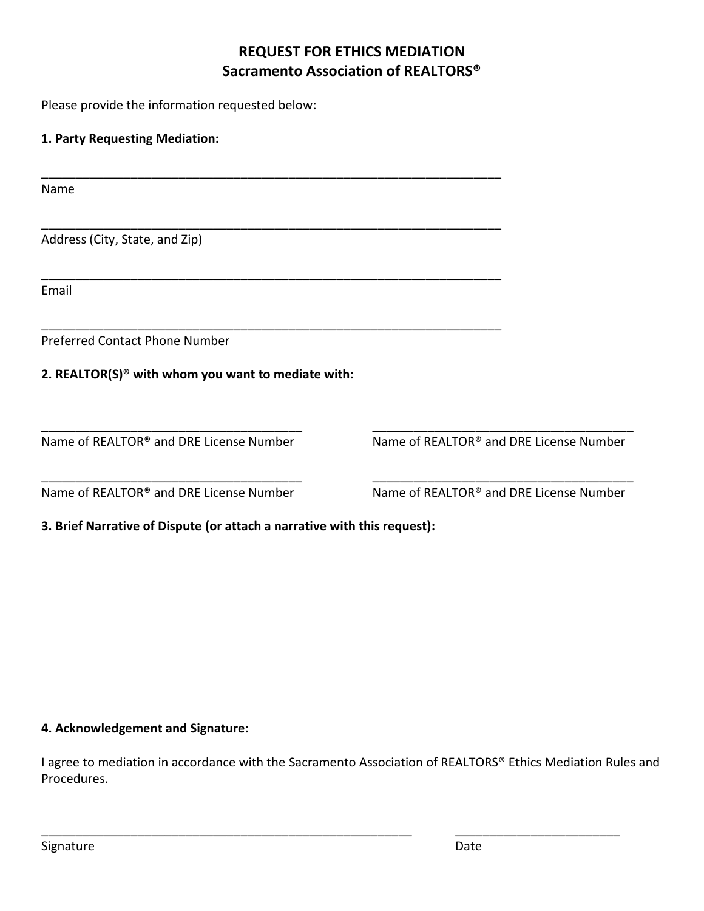## REQUEST FOR ETHICS MEDIATION
## Sacramento Association of REALTORS®

Please provide the information requested below:

**1. Party Requesting Mediation:**

______________________________________________________________________
Name

______________________________________________________________________
Address (City, State, and Zip)

______________________________________________________________________
Email

______________________________________________________________________
Preferred Contact Phone Number

**2. REALTOR(S)® with whom you want to mediate with:**

| | |
|---|---|
| ________________________________________ | ________________________________________ |
| Name of REALTOR® and DRE License Number | Name of REALTOR® and DRE License Number |
| ________________________________________ | ________________________________________ |
| Name of REALTOR® and DRE License Number | Name of REALTOR® and DRE License Number |

**3. Brief Narrative of Dispute (or attach a narrative with this request):**

**4. Acknowledgement and Signature:**

I agree to mediation in accordance with the Sacramento Association of REALTORS® Ethics Mediation Rules and Procedures.

| | |
|---|---|
| _________________________________________________________ | _________________________ |
| Signature | Date |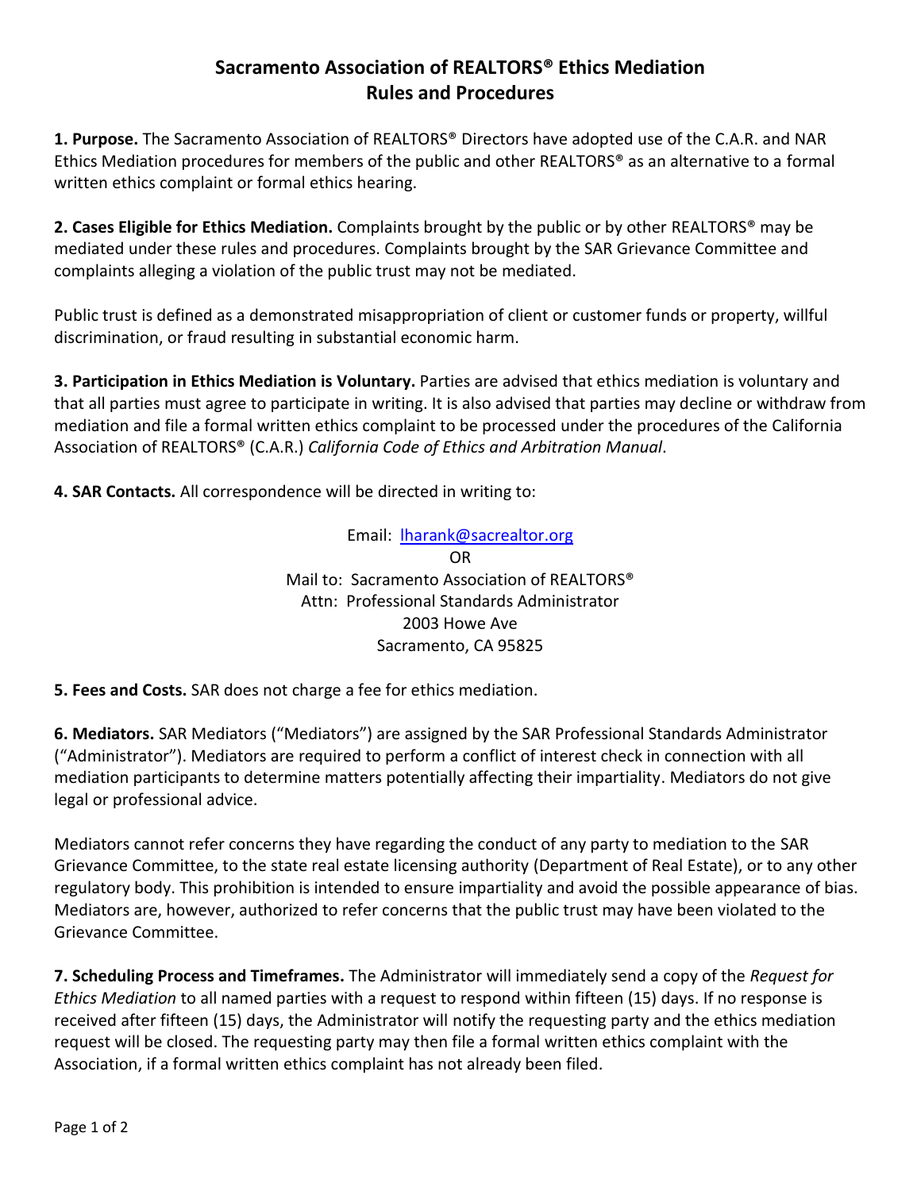# Sacramento Association of REALTORS® Ethics Mediation Rules and Procedures

**1. Purpose.** The Sacramento Association of REALTORS® Directors have adopted use of the C.A.R. and NAR Ethics Mediation procedures for members of the public and other REALTORS® as an alternative to a formal written ethics complaint or formal ethics hearing.

**2. Cases Eligible for Ethics Mediation.** Complaints brought by the public or by other REALTORS® may be mediated under these rules and procedures. Complaints brought by the SAR Grievance Committee and complaints alleging a violation of the public trust may not be mediated.

Public trust is defined as a demonstrated misappropriation of client or customer funds or property, willful discrimination, or fraud resulting in substantial economic harm.

**3. Participation in Ethics Mediation is Voluntary.** Parties are advised that ethics mediation is voluntary and that all parties must agree to participate in writing. It is also advised that parties may decline or withdraw from mediation and file a formal written ethics complaint to be processed under the procedures of the California Association of REALTORS® (C.A.R.) *California Code of Ethics and Arbitration Manual*.

**4. SAR Contacts.** All correspondence will be directed in writing to:

Email: lharank@sacrealtor.org

OR

Mail to: Sacramento Association of REALTORS®
Attn: Professional Standards Administrator
2003 Howe Ave
Sacramento, CA 95825

**5. Fees and Costs.** SAR does not charge a fee for ethics mediation.

**6. Mediators.** SAR Mediators ("Mediators") are assigned by the SAR Professional Standards Administrator ("Administrator"). Mediators are required to perform a conflict of interest check in connection with all mediation participants to determine matters potentially affecting their impartiality. Mediators do not give legal or professional advice.

Mediators cannot refer concerns they have regarding the conduct of any party to mediation to the SAR Grievance Committee, to the state real estate licensing authority (Department of Real Estate), or to any other regulatory body. This prohibition is intended to ensure impartiality and avoid the possible appearance of bias. Mediators are, however, authorized to refer concerns that the public trust may have been violated to the Grievance Committee.

**7. Scheduling Process and Timeframes.** The Administrator will immediately send a copy of the *Request for Ethics Mediation* to all named parties with a request to respond within fifteen (15) days. If no response is received after fifteen (15) days, the Administrator will notify the requesting party and the ethics mediation request will be closed. The requesting party may then file a formal written ethics complaint with the Association, if a formal written ethics complaint has not already been filed.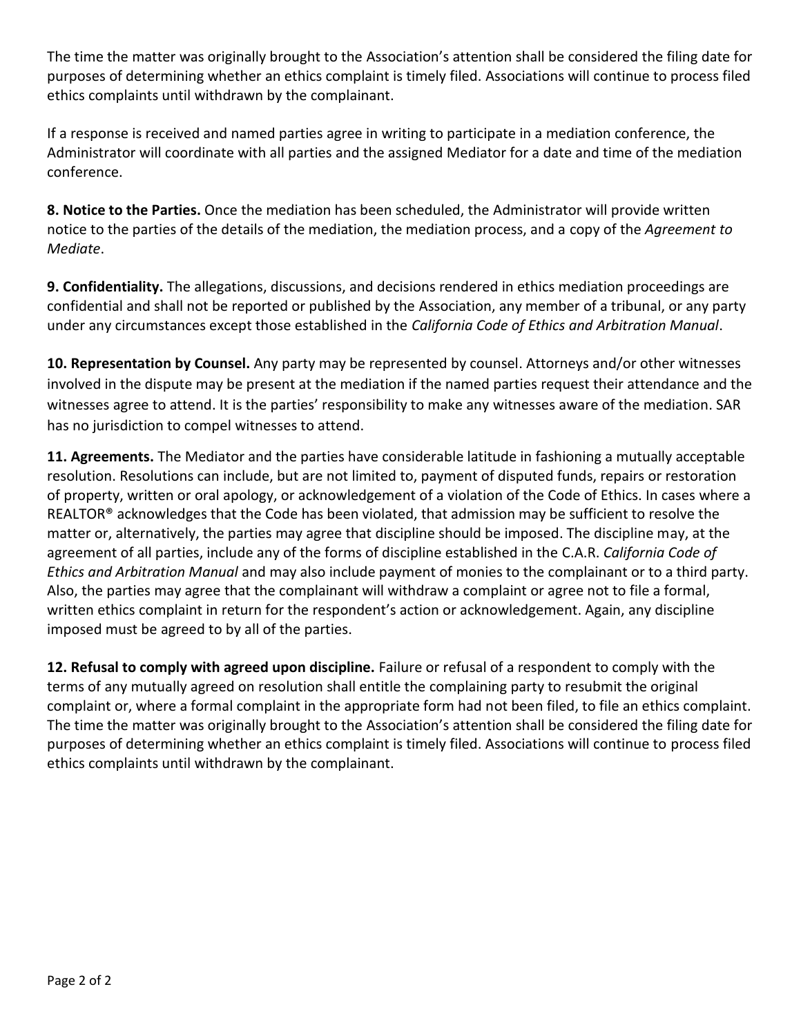The time the matter was originally brought to the Association's attention shall be considered the filing date for purposes of determining whether an ethics complaint is timely filed. Associations will continue to process filed ethics complaints until withdrawn by the complainant.

If a response is received and named parties agree in writing to participate in a mediation conference, the Administrator will coordinate with all parties and the assigned Mediator for a date and time of the mediation conference.

**8. Notice to the Parties.** Once the mediation has been scheduled, the Administrator will provide written notice to the parties of the details of the mediation, the mediation process, and a copy of the *Agreement to Mediate*.

**9. Confidentiality.** The allegations, discussions, and decisions rendered in ethics mediation proceedings are confidential and shall not be reported or published by the Association, any member of a tribunal, or any party under any circumstances except those established in the *California Code of Ethics and Arbitration Manual*.

**10. Representation by Counsel.** Any party may be represented by counsel. Attorneys and/or other witnesses involved in the dispute may be present at the mediation if the named parties request their attendance and the witnesses agree to attend. It is the parties' responsibility to make any witnesses aware of the mediation. SAR has no jurisdiction to compel witnesses to attend.

**11. Agreements.** The Mediator and the parties have considerable latitude in fashioning a mutually acceptable resolution. Resolutions can include, but are not limited to, payment of disputed funds, repairs or restoration of property, written or oral apology, or acknowledgement of a violation of the Code of Ethics. In cases where a REALTOR® acknowledges that the Code has been violated, that admission may be sufficient to resolve the matter or, alternatively, the parties may agree that discipline should be imposed. The discipline may, at the agreement of all parties, include any of the forms of discipline established in the C.A.R. *California Code of Ethics and Arbitration Manual* and may also include payment of monies to the complainant or to a third party. Also, the parties may agree that the complainant will withdraw a complaint or agree not to file a formal, written ethics complaint in return for the respondent's action or acknowledgement. Again, any discipline imposed must be agreed to by all of the parties.

**12. Refusal to comply with agreed upon discipline.** Failure or refusal of a respondent to comply with the terms of any mutually agreed on resolution shall entitle the complaining party to resubmit the original complaint or, where a formal complaint in the appropriate form had not been filed, to file an ethics complaint. The time the matter was originally brought to the Association's attention shall be considered the filing date for purposes of determining whether an ethics complaint is timely filed. Associations will continue to process filed ethics complaints until withdrawn by the complainant.